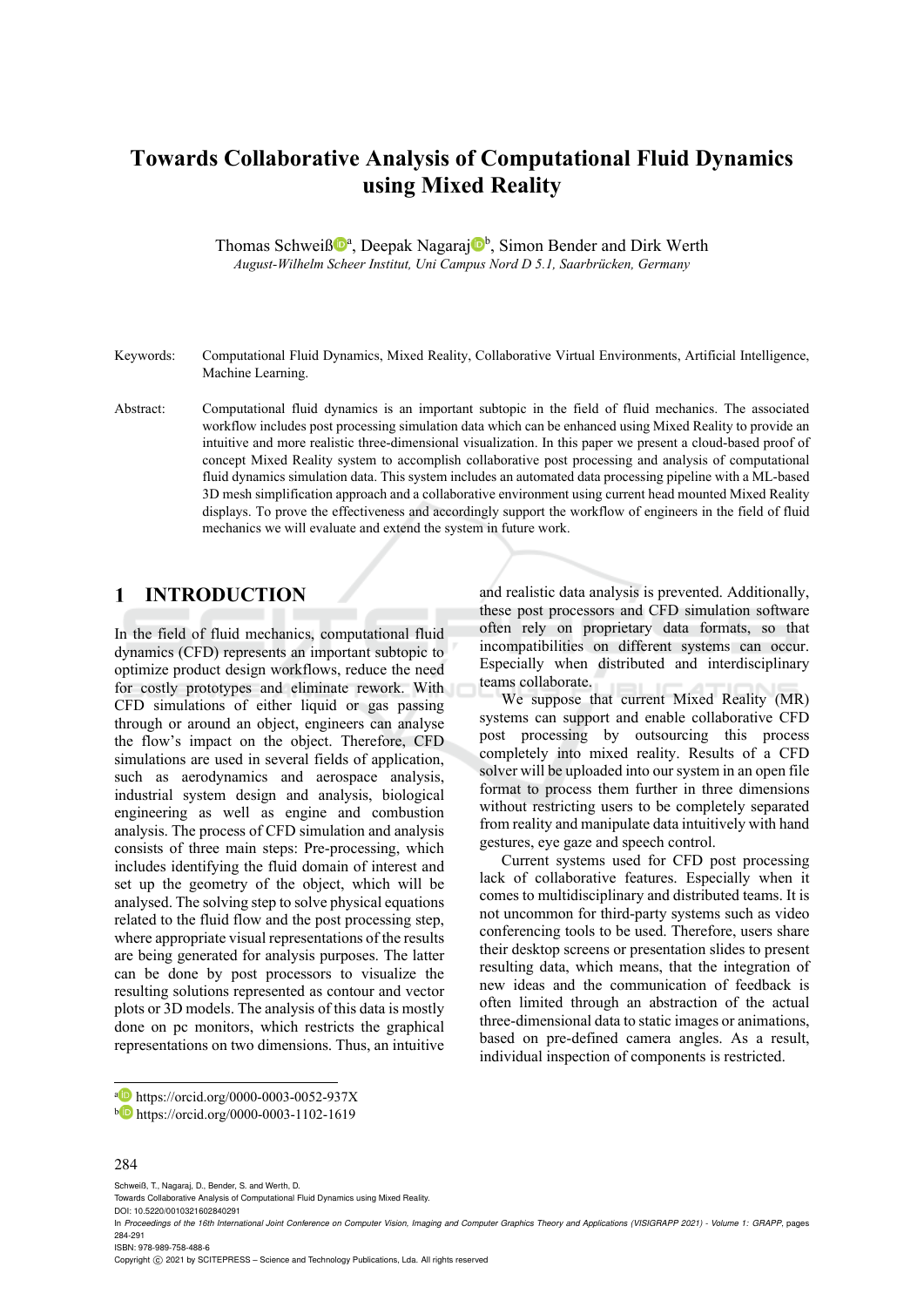# Towards Collaborative Analysis of Computational Fluid Dynamics using Mixed Reality

Thomas Schweiß[a], Deepak Nagaraj[b], Simon Bender and Dirk Werth

*August-Wilhelm Scheer Institut, Uni Campus Nord D 5.1, Saarbrücken, Germany*

Keywords: Computational Fluid Dynamics, Mixed Reality, Collaborative Virtual Environments, Artificial Intelligence, Machine Learning.

Abstract: Computational fluid dynamics is an important subtopic in the field of fluid mechanics. The associated workflow includes post processing simulation data which can be enhanced using Mixed Reality to provide an intuitive and more realistic three-dimensional visualization. In this paper we present a cloud-based proof of concept Mixed Reality system to accomplish collaborative post processing and analysis of computational fluid dynamics simulation data. This system includes an automated data processing pipeline with a ML-based 3D mesh simplification approach and a collaborative environment using current head mounted Mixed Reality displays. To prove the effectiveness and accordingly support the workflow of engineers in the field of fluid mechanics we will evaluate and extend the system in future work.

## 1 INTRODUCTION

In the field of fluid mechanics, computational fluid dynamics (CFD) represents an important subtopic to optimize product design workflows, reduce the need for costly prototypes and eliminate rework. With CFD simulations of either liquid or gas passing through or around an object, engineers can analyse the flow's impact on the object. Therefore, CFD simulations are used in several fields of application, such as aerodynamics and aerospace analysis, industrial system design and analysis, biological engineering as well as engine and combustion analysis. The process of CFD simulation and analysis consists of three main steps: Pre-processing, which includes identifying the fluid domain of interest and set up the geometry of the object, which will be analysed. The solving step to solve physical equations related to the fluid flow and the post processing step, where appropriate visual representations of the results are being generated for analysis purposes. The latter can be done by post processors to visualize the resulting solutions represented as contour and vector plots or 3D models. The analysis of this data is mostly done on pc monitors, which restricts the graphical representations on two dimensions. Thus, an intuitive and realistic data analysis is prevented. Additionally, these post processors and CFD simulation software often rely on proprietary data formats, so that incompatibilities on different systems can occur. Especially when distributed and interdisciplinary teams collaborate.

We suppose that current Mixed Reality (MR) systems can support and enable collaborative CFD post processing by outsourcing this process completely into mixed reality. Results of a CFD solver will be uploaded into our system in an open file format to process them further in three dimensions without restricting users to be completely separated from reality and manipulate data intuitively with hand gestures, eye gaze and speech control.

Current systems used for CFD post processing lack of collaborative features. Especially when it comes to multidisciplinary and distributed teams. It is not uncommon for third-party systems such as video conferencing tools to be used. Therefore, users share their desktop screens or presentation slides to present resulting data, which means, that the integration of new ideas and the communication of feedback is often limited through an abstraction of the actual three-dimensional data to static images or animations, based on pre-defined camera angles. As a result, individual inspection of components is restricted.

[a] https://orcid.org/0000-0003-0052-937X
[b] https://orcid.org/0000-0003-1102-1619

Schweiß, T., Nagaraj, D., Bender, S. and Werth, D.
Towards Collaborative Analysis of Computational Fluid Dynamics using Mixed Reality.
DOI: 10.5220/0010321602840291
In *Proceedings of the 16th International Joint Conference on Computer Vision, Imaging and Computer Graphics Theory and Applications (VISIGRAPP 2021) - Volume 1: GRAPP*, pages 284-291
ISBN: 978-989-758-488-6
Copyright © 2021 by SCITEPRESS – Science and Technology Publications, Lda. All rights reserved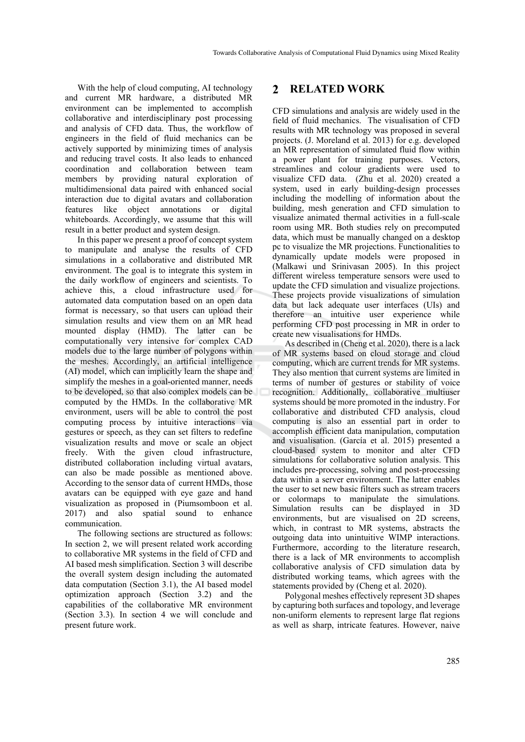With the help of cloud computing, AI technology and current MR hardware, a distributed MR environment can be implemented to accomplish collaborative and interdisciplinary post processing and analysis of CFD data. Thus, the workflow of engineers in the field of fluid mechanics can be actively supported by minimizing times of analysis and reducing travel costs. It also leads to enhanced coordination and collaboration between team members by providing natural exploration of multidimensional data paired with enhanced social interaction due to digital avatars and collaboration features like object annotations or digital whiteboards. Accordingly, we assume that this will result in a better product and system design.

In this paper we present a proof of concept system to manipulate and analyse the results of CFD simulations in a collaborative and distributed MR environment. The goal is to integrate this system in the daily workflow of engineers and scientists. To achieve this, a cloud infrastructure used for automated data computation based on an open data format is necessary, so that users can upload their simulation results and view them on an MR head mounted display (HMD). The latter can be computationally very intensive for complex CAD models due to the large number of polygons within the meshes. Accordingly, an artificial intelligence (AI) model, which can implicitly learn the shape and simplify the meshes in a goal-oriented manner, needs to be developed, so that also complex models can be computed by the HMDs. In the collaborative MR environment, users will be able to control the post computing process by intuitive interactions via gestures or speech, as they can set filters to redefine visualization results and move or scale an object freely. With the given cloud infrastructure, distributed collaboration including virtual avatars, can also be made possible as mentioned above. According to the sensor data of current HMDs, those avatars can be equipped with eye gaze and hand visualization as proposed in (Piumsomboon et al. 2017) and also spatial sound to enhance communication.

The following sections are structured as follows: In section 2, we will present related work according to collaborative MR systems in the field of CFD and AI based mesh simplification. Section 3 will describe the overall system design including the automated data computation (Section 3.1), the AI based model optimization approach (Section 3.2) and the capabilities of the collaborative MR environment (Section 3.3). In section 4 we will conclude and present future work.

# 2 RELATED WORK

CFD simulations and analysis are widely used in the field of fluid mechanics. The visualisation of CFD results with MR technology was proposed in several projects. (J. Moreland et al. 2013) for e.g. developed an MR representation of simulated fluid flow within a power plant for training purposes. Vectors, streamlines and colour gradients were used to visualize CFD data. (Zhu et al. 2020) created a system, used in early building-design processes including the modelling of information about the building, mesh generation and CFD simulation to visualize animated thermal activities in a full-scale room using MR. Both studies rely on precomputed data, which must be manually changed on a desktop pc to visualize the MR projections. Functionalities to dynamically update models were proposed in (Malkawi und Srinivasan 2005). In this project different wireless temperature sensors were used to update the CFD simulation and visualize projections. These projects provide visualizations of simulation data but lack adequate user interfaces (UIs) and therefore an intuitive user experience while performing CFD post processing in MR in order to create new visualisations for HMDs.

As described in (Cheng et al. 2020), there is a lack of MR systems based on cloud storage and cloud computing, which are current trends for MR systems. They also mention that current systems are limited in terms of number of gestures or stability of voice recognition. Additionally, collaborative multiuser systems should be more promoted in the industry. For collaborative and distributed CFD analysis, cloud computing is also an essential part in order to accomplish efficient data manipulation, computation and visualisation. (García et al. 2015) presented a cloud-based system to monitor and alter CFD simulations for collaborative solution analysis. This includes pre-processing, solving and post-processing data within a server environment. The latter enables the user to set new basic filters such as stream tracers or colormaps to manipulate the simulations. Simulation results can be displayed in 3D environments, but are visualised on 2D screens, which, in contrast to MR systems, abstracts the outgoing data into unintuitive WIMP interactions. Furthermore, according to the literature research, there is a lack of MR environments to accomplish collaborative analysis of CFD simulation data by distributed working teams, which agrees with the statements provided by (Cheng et al. 2020).

Polygonal meshes effectively represent 3D shapes by capturing both surfaces and topology, and leverage non-uniform elements to represent large flat regions as well as sharp, intricate features. However, naive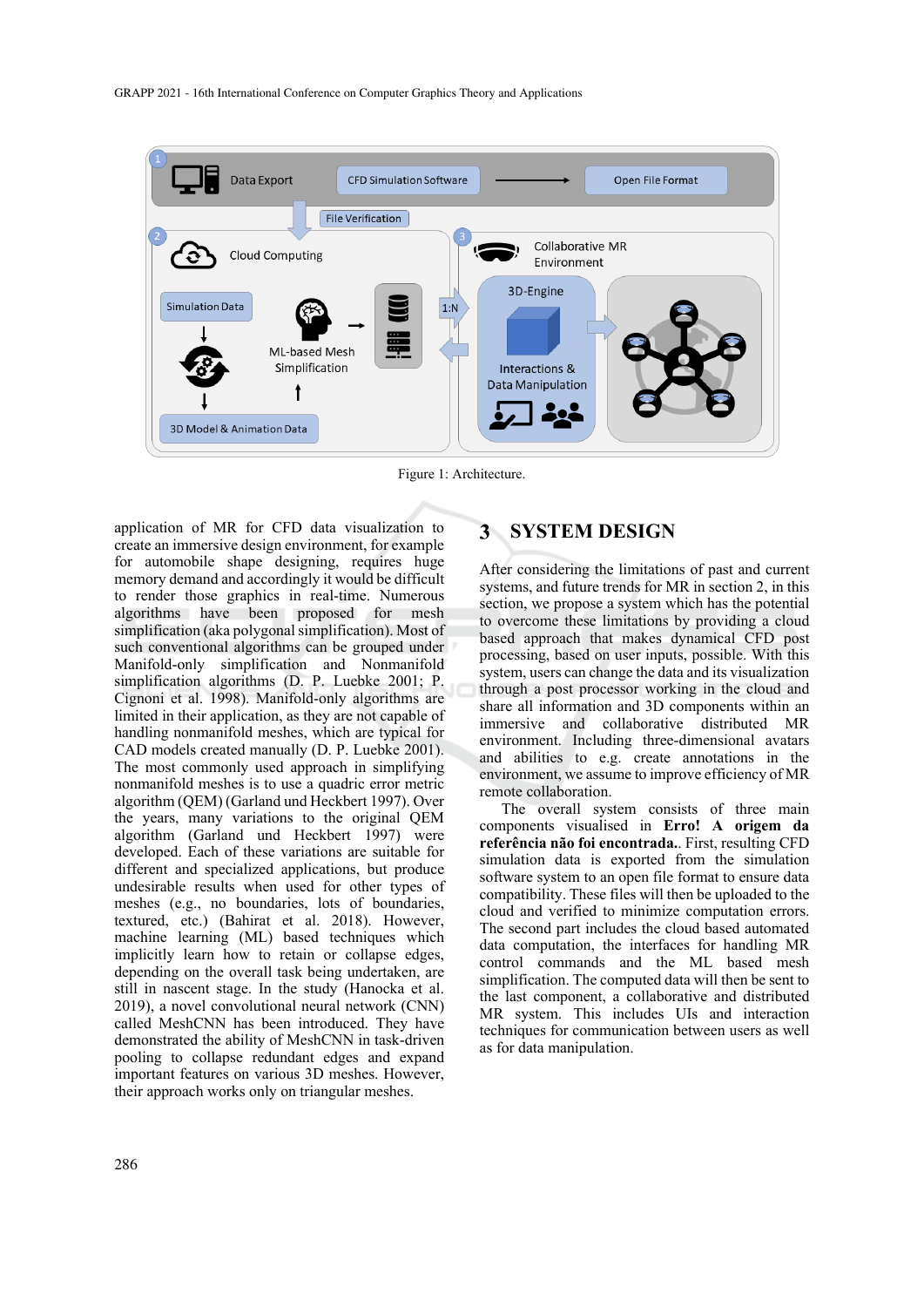Figure 1: Architecture.

application of MR for CFD data visualization to create an immersive design environment, for example for automobile shape designing, requires huge memory demand and accordingly it would be difficult to render those graphics in real-time. Numerous algorithms have been proposed for mesh simplification (aka polygonal simplification). Most of such conventional algorithms can be grouped under Manifold-only simplification and Nonmanifold simplification algorithms (D. P. Luebke 2001; P. Cignoni et al. 1998). Manifold-only algorithms are limited in their application, as they are not capable of handling nonmanifold meshes, which are typical for CAD models created manually (D. P. Luebke 2001). The most commonly used approach in simplifying nonmanifold meshes is to use a quadric error metric algorithm (QEM) (Garland und Heckbert 1997). Over the years, many variations to the original QEM algorithm (Garland und Heckbert 1997) were developed. Each of these variations are suitable for different and specialized applications, but produce undesirable results when used for other types of meshes (e.g., no boundaries, lots of boundaries, textured, etc.) (Bahirat et al. 2018). However, machine learning (ML) based techniques which implicitly learn how to retain or collapse edges, depending on the overall task being undertaken, are still in nascent stage. In the study (Hanocka et al. 2019), a novel convolutional neural network (CNN) called MeshCNN has been introduced. They have demonstrated the ability of MeshCNN in task-driven pooling to collapse redundant edges and expand important features on various 3D meshes. However, their approach works only on triangular meshes.

## 3 SYSTEM DESIGN

After considering the limitations of past and current systems, and future trends for MR in section 2, in this section, we propose a system which has the potential to overcome these limitations by providing a cloud based approach that makes dynamical CFD post processing, based on user inputs, possible. With this system, users can change the data and its visualization through a post processor working in the cloud and share all information and 3D components within an immersive and collaborative distributed MR environment. Including three-dimensional avatars and abilities to e.g. create annotations in the environment, we assume to improve efficiency of MR remote collaboration.

The overall system consists of three main components visualised in **Erro! A origem da referência não foi encontrada.**. First, resulting CFD simulation data is exported from the simulation software system to an open file format to ensure data compatibility. These files will then be uploaded to the cloud and verified to minimize computation errors. The second part includes the cloud based automated data computation, the interfaces for handling MR control commands and the ML based mesh simplification. The computed data will then be sent to the last component, a collaborative and distributed MR system. This includes UIs and interaction techniques for communication between users as well as for data manipulation.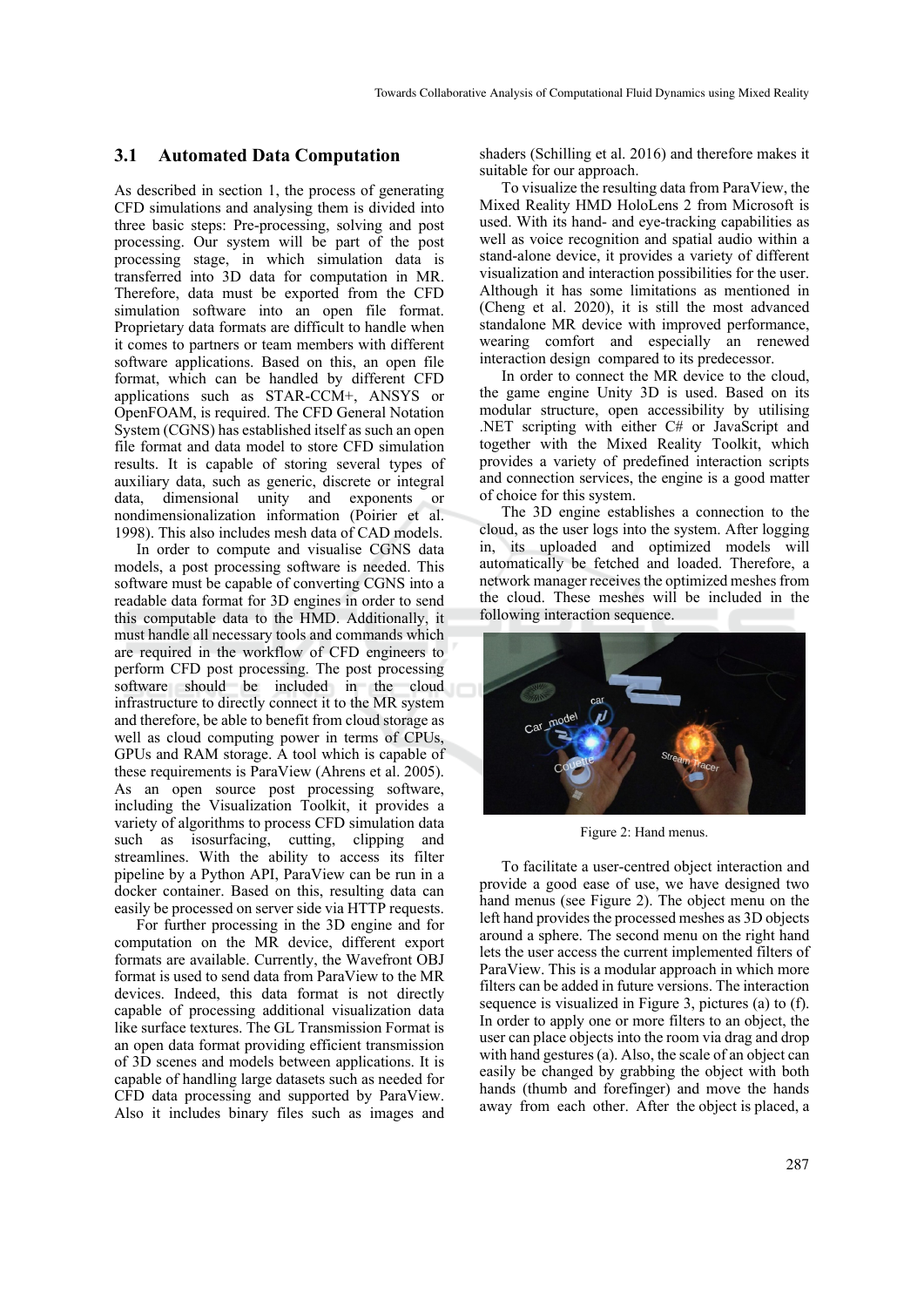### 3.1 Automated Data Computation

As described in section 1, the process of generating CFD simulations and analysing them is divided into three basic steps: Pre-processing, solving and post processing. Our system will be part of the post processing stage, in which simulation data is transferred into 3D data for computation in MR. Therefore, data must be exported from the CFD simulation software into an open file format. Proprietary data formats are difficult to handle when it comes to partners or team members with different software applications. Based on this, an open file format, which can be handled by different CFD applications such as STAR-CCM+, ANSYS or OpenFOAM, is required. The CFD General Notation System (CGNS) has established itself as such an open file format and data model to store CFD simulation results. It is capable of storing several types of auxiliary data, such as generic, discrete or integral data, dimensional unity and exponents or nondimensionalization information (Poirier et al. 1998). This also includes mesh data of CAD models.

In order to compute and visualise CGNS data models, a post processing software is needed. This software must be capable of converting CGNS into a readable data format for 3D engines in order to send this computable data to the HMD. Additionally, it must handle all necessary tools and commands which are required in the workflow of CFD engineers to perform CFD post processing. The post processing software should be included in the cloud infrastructure to directly connect it to the MR system and therefore, be able to benefit from cloud storage as well as cloud computing power in terms of CPUs, GPUs and RAM storage. A tool which is capable of these requirements is ParaView (Ahrens et al. 2005). As an open source post processing software, including the Visualization Toolkit, it provides a variety of algorithms to process CFD simulation data such as isosurfacing, cutting, clipping and streamlines. With the ability to access its filter pipeline by a Python API, ParaView can be run in a docker container. Based on this, resulting data can easily be processed on server side via HTTP requests.

For further processing in the 3D engine and for computation on the MR device, different export formats are available. Currently, the Wavefront OBJ format is used to send data from ParaView to the MR devices. Indeed, this data format is not directly capable of processing additional visualization data like surface textures. The GL Transmission Format is an open data format providing efficient transmission of 3D scenes and models between applications. It is capable of handling large datasets such as needed for CFD data processing and supported by ParaView. Also it includes binary files such as images and shaders (Schilling et al. 2016) and therefore makes it suitable for our approach.

To visualize the resulting data from ParaView, the Mixed Reality HMD HoloLens 2 from Microsoft is used. With its hand- and eye-tracking capabilities as well as voice recognition and spatial audio within a stand-alone device, it provides a variety of different visualization and interaction possibilities for the user. Although it has some limitations as mentioned in (Cheng et al. 2020), it is still the most advanced standalone MR device with improved performance, wearing comfort and especially an renewed interaction design compared to its predecessor.

In order to connect the MR device to the cloud, the game engine Unity 3D is used. Based on its modular structure, open accessibility by utilising .NET scripting with either C# or JavaScript and together with the Mixed Reality Toolkit, which provides a variety of predefined interaction scripts and connection services, the engine is a good matter of choice for this system.

The 3D engine establishes a connection to the cloud, as the user logs into the system. After logging in, its uploaded and optimized models will automatically be fetched and loaded. Therefore, a network manager receives the optimized meshes from the cloud. These meshes will be included in the following interaction sequence.

Figure 2: Hand menus.

To facilitate a user-centred object interaction and provide a good ease of use, we have designed two hand menus (see Figure 2). The object menu on the left hand provides the processed meshes as 3D objects around a sphere. The second menu on the right hand lets the user access the current implemented filters of ParaView. This is a modular approach in which more filters can be added in future versions. The interaction sequence is visualized in Figure 3, pictures (a) to (f). In order to apply one or more filters to an object, the user can place objects into the room via drag and drop with hand gestures (a). Also, the scale of an object can easily be changed by grabbing the object with both hands (thumb and forefinger) and move the hands away from each other. After the object is placed, a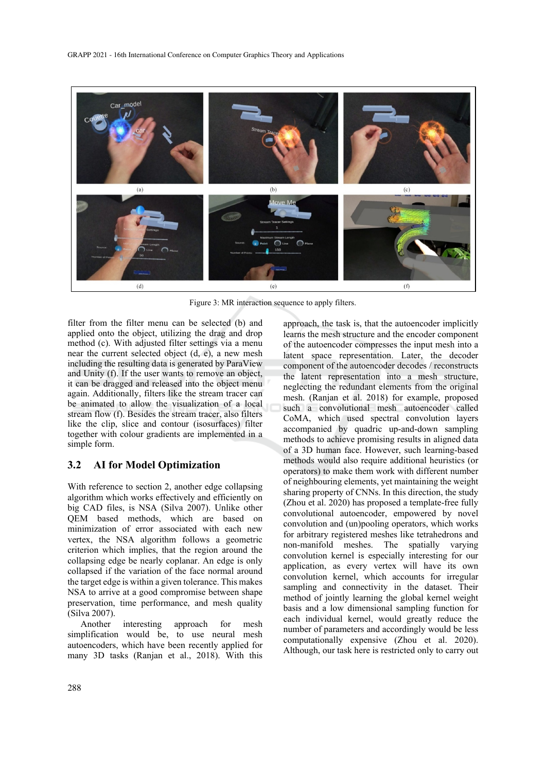Figure 3: MR interaction sequence to apply filters.

filter from the filter menu can be selected (b) and applied onto the object, utilizing the drag and drop method (c). With adjusted filter settings via a menu near the current selected object (d, e), a new mesh including the resulting data is generated by ParaView and Unity (f). If the user wants to remove an object, it can be dragged and released into the object menu again. Additionally, filters like the stream tracer can be animated to allow the visualization of a local stream flow (f). Besides the stream tracer, also filters like the clip, slice and contour (isosurfaces) filter together with colour gradients are implemented in a simple form.

## 3.2 AI for Model Optimization

With reference to section 2, another edge collapsing algorithm which works effectively and efficiently on big CAD files, is NSA (Silva 2007). Unlike other QEM based methods, which are based on minimization of error associated with each new vertex, the NSA algorithm follows a geometric criterion which implies, that the region around the collapsing edge be nearly coplanar. An edge is only collapsed if the variation of the face normal around the target edge is within a given tolerance. This makes NSA to arrive at a good compromise between shape preservation, time performance, and mesh quality (Silva 2007).

Another interesting approach for mesh simplification would be, to use neural mesh autoencoders, which have been recently applied for many 3D tasks (Ranjan et al., 2018). With this approach, the task is, that the autoencoder implicitly learns the mesh structure and the encoder component of the autoencoder compresses the input mesh into a latent space representation. Later, the decoder component of the autoencoder decodes / reconstructs the latent representation into a mesh structure, neglecting the redundant elements from the original mesh. (Ranjan et al. 2018) for example, proposed such a convolutional mesh autoencoder called CoMA, which used spectral convolution layers accompanied by quadric up-and-down sampling methods to achieve promising results in aligned data of a 3D human face. However, such learning-based methods would also require additional heuristics (or operators) to make them work with different number of neighbouring elements, yet maintaining the weight sharing property of CNNs. In this direction, the study (Zhou et al. 2020) has proposed a template-free fully convolutional autoencoder, empowered by novel convolution and (un)pooling operators, which works for arbitrary registered meshes like tetrahedrons and non-manifold meshes. The spatially varying convolution kernel is especially interesting for our application, as every vertex will have its own convolution kernel, which accounts for irregular sampling and connectivity in the dataset. Their method of jointly learning the global kernel weight basis and a low dimensional sampling function for each individual kernel, would greatly reduce the number of parameters and accordingly would be less computationally expensive (Zhou et al. 2020). Although, our task here is restricted only to carry out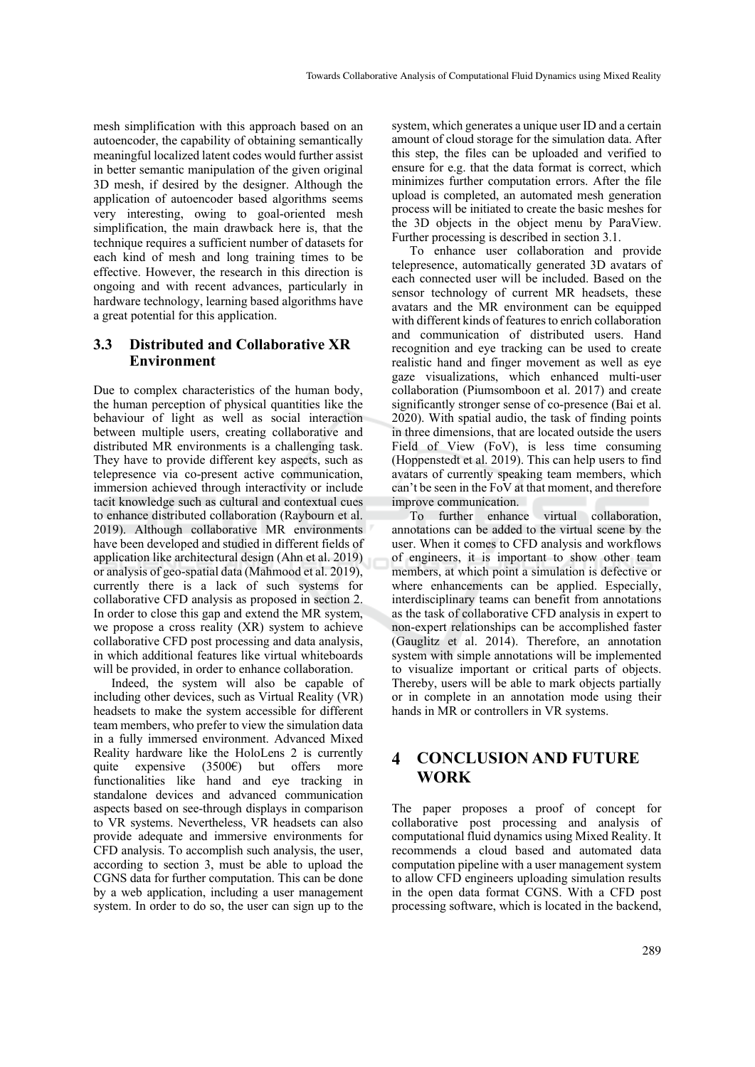mesh simplification with this approach based on an autoencoder, the capability of obtaining semantically meaningful localized latent codes would further assist in better semantic manipulation of the given original 3D mesh, if desired by the designer. Although the application of autoencoder based algorithms seems very interesting, owing to goal-oriented mesh simplification, the main drawback here is, that the technique requires a sufficient number of datasets for each kind of mesh and long training times to be effective. However, the research in this direction is ongoing and with recent advances, particularly in hardware technology, learning based algorithms have a great potential for this application.

### 3.3 Distributed and Collaborative XR Environment

Due to complex characteristics of the human body, the human perception of physical quantities like the behaviour of light as well as social interaction between multiple users, creating collaborative and distributed MR environments is a challenging task. They have to provide different key aspects, such as telepresence via co-present active communication, immersion achieved through interactivity or include tacit knowledge such as cultural and contextual cues to enhance distributed collaboration (Raybourn et al. 2019). Although collaborative MR environments have been developed and studied in different fields of application like architectural design (Ahn et al. 2019) or analysis of geo-spatial data (Mahmood et al. 2019), currently there is a lack of such systems for collaborative CFD analysis as proposed in section 2. In order to close this gap and extend the MR system, we propose a cross reality (XR) system to achieve collaborative CFD post processing and data analysis, in which additional features like virtual whiteboards will be provided, in order to enhance collaboration.

Indeed, the system will also be capable of including other devices, such as Virtual Reality (VR) headsets to make the system accessible for different team members, who prefer to view the simulation data in a fully immersed environment. Advanced Mixed Reality hardware like the HoloLens 2 is currently quite expensive (3500€) but offers more functionalities like hand and eye tracking in standalone devices and advanced communication aspects based on see-through displays in comparison to VR systems. Nevertheless, VR headsets can also provide adequate and immersive environments for CFD analysis. To accomplish such analysis, the user, according to section 3, must be able to upload the CGNS data for further computation. This can be done by a web application, including a user management system. In order to do so, the user can sign up to the system, which generates a unique user ID and a certain amount of cloud storage for the simulation data. After this step, the files can be uploaded and verified to ensure for e.g. that the data format is correct, which minimizes further computation errors. After the file upload is completed, an automated mesh generation process will be initiated to create the basic meshes for the 3D objects in the object menu by ParaView. Further processing is described in section 3.1.

To enhance user collaboration and provide telepresence, automatically generated 3D avatars of each connected user will be included. Based on the sensor technology of current MR headsets, these avatars and the MR environment can be equipped with different kinds of features to enrich collaboration and communication of distributed users. Hand recognition and eye tracking can be used to create realistic hand and finger movement as well as eye gaze visualizations, which enhanced multi-user collaboration (Piumsomboon et al. 2017) and create significantly stronger sense of co-presence (Bai et al. 2020). With spatial audio, the task of finding points in three dimensions, that are located outside the users Field of View (FoV), is less time consuming (Hoppenstedt et al. 2019). This can help users to find avatars of currently speaking team members, which can't be seen in the FoV at that moment, and therefore improve communication.

To further enhance virtual collaboration, annotations can be added to the virtual scene by the user. When it comes to CFD analysis and workflows of engineers, it is important to show other team members, at which point a simulation is defective or where enhancements can be applied. Especially, interdisciplinary teams can benefit from annotations as the task of collaborative CFD analysis in expert to non-expert relationships can be accomplished faster (Gauglitz et al. 2014). Therefore, an annotation system with simple annotations will be implemented to visualize important or critical parts of objects. Thereby, users will be able to mark objects partially or in complete in an annotation mode using their hands in MR or controllers in VR systems.

## 4 CONCLUSION AND FUTURE WORK

The paper proposes a proof of concept for collaborative post processing and analysis of computational fluid dynamics using Mixed Reality. It recommends a cloud based and automated data computation pipeline with a user management system to allow CFD engineers uploading simulation results in the open data format CGNS. With a CFD post processing software, which is located in the backend,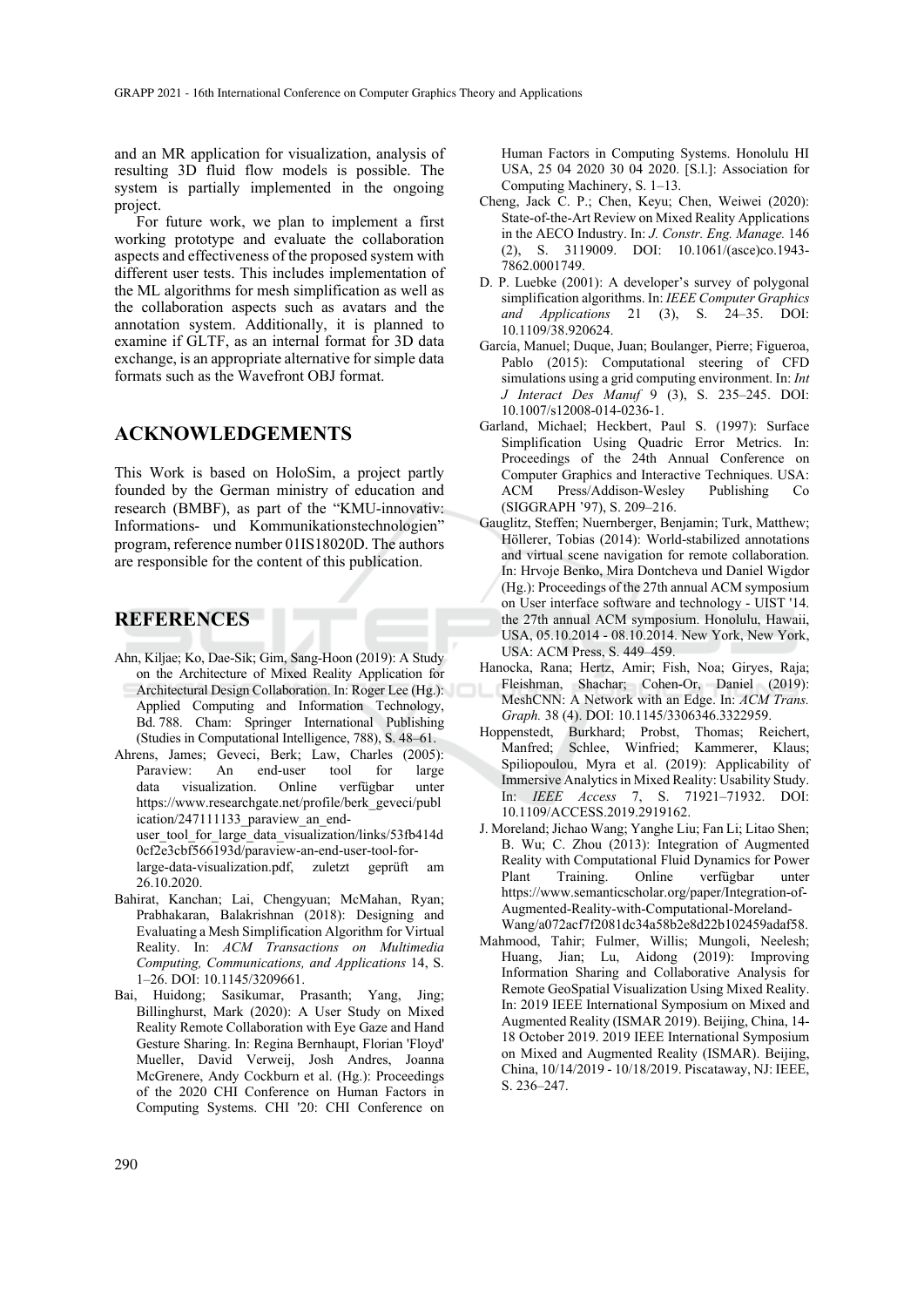and an MR application for visualization, analysis of resulting 3D fluid flow models is possible. The system is partially implemented in the ongoing project.

For future work, we plan to implement a first working prototype and evaluate the collaboration aspects and effectiveness of the proposed system with different user tests. This includes implementation of the ML algorithms for mesh simplification as well as the collaboration aspects such as avatars and the annotation system. Additionally, it is planned to examine if GLTF, as an internal format for 3D data exchange, is an appropriate alternative for simple data formats such as the Wavefront OBJ format.

## ACKNOWLEDGEMENTS

This Work is based on HoloSim, a project partly founded by the German ministry of education and research (BMBF), as part of the "KMU-innovativ: Informations- und Kommunikationstechnologien" program, reference number 01IS18020D. The authors are responsible for the content of this publication.

## REFERENCES

Ahn, Kiljae; Ko, Dae-Sik; Gim, Sang-Hoon (2019): A Study on the Architecture of Mixed Reality Application for Architectural Design Collaboration. In: Roger Lee (Hg.): Applied Computing and Information Technology, Bd. 788. Cham: Springer International Publishing (Studies in Computational Intelligence, 788), S. 48–61.

Ahrens, James; Geveci, Berk; Law, Charles (2005): Paraview: An end-user tool for large data visualization. Online verfügbar unter https://www.researchgate.net/profile/berk_geveci/publication/247111133_paraview_an_end-user_tool_for_large_data_visualization/links/53fb414d0cf2e3cbf566193d/paraview-an-end-user-tool-for-large-data-visualization.pdf, zuletzt geprüft am 26.10.2020.

Bahirat, Kanchan; Lai, Chengyuan; McMahan, Ryan; Prabhakaran, Balakrishnan (2018): Designing and Evaluating a Mesh Simplification Algorithm for Virtual Reality. In: *ACM Transactions on Multimedia Computing, Communications, and Applications* 14, S. 1–26. DOI: 10.1145/3209661.

Bai, Huidong; Sasikumar, Prasanth; Yang, Jing; Billinghurst, Mark (2020): A User Study on Mixed Reality Remote Collaboration with Eye Gaze and Hand Gesture Sharing. In: Regina Bernhaupt, Florian 'Floyd' Mueller, David Verweij, Josh Andres, Joanna McGrenere, Andy Cockburn et al. (Hg.): Proceedings of the 2020 CHI Conference on Human Factors in Computing Systems. CHI '20: CHI Conference on Human Factors in Computing Systems. Honolulu HI USA, 25 04 2020 30 04 2020. [S.l.]: Association for Computing Machinery, S. 1–13.

Cheng, Jack C. P.; Chen, Keyu; Chen, Weiwei (2020): State-of-the-Art Review on Mixed Reality Applications in the AECO Industry. In: *J. Constr. Eng. Manage.* 146 (2), S. 3119009. DOI: 10.1061/(asce)co.1943-7862.0001749.

D. P. Luebke (2001): A developer's survey of polygonal simplification algorithms. In: *IEEE Computer Graphics and Applications* 21 (3), S. 24–35. DOI: 10.1109/38.920624.

García, Manuel; Duque, Juan; Boulanger, Pierre; Figueroa, Pablo (2015): Computational steering of CFD simulations using a grid computing environment. In: *Int J Interact Des Manuf* 9 (3), S. 235–245. DOI: 10.1007/s12008-014-0236-1.

Garland, Michael; Heckbert, Paul S. (1997): Surface Simplification Using Quadric Error Metrics. In: Proceedings of the 24th Annual Conference on Computer Graphics and Interactive Techniques. USA: ACM Press/Addison-Wesley Publishing Co (SIGGRAPH '97), S. 209–216.

Gauglitz, Steffen; Nuernberger, Benjamin; Turk, Matthew; Höllerer, Tobias (2014): World-stabilized annotations and virtual scene navigation for remote collaboration. In: Hrvoje Benko, Mira Dontcheva und Daniel Wigdor (Hg.): Proceedings of the 27th annual ACM symposium on User interface software and technology - UIST '14. the 27th annual ACM symposium. Honolulu, Hawaii, USA, 05.10.2014 - 08.10.2014. New York, New York, USA: ACM Press, S. 449–459.

Hanocka, Rana; Hertz, Amir; Fish, Noa; Giryes, Raja; Fleishman, Shachar; Cohen-Or, Daniel (2019): MeshCNN: A Network with an Edge. In: *ACM Trans. Graph.* 38 (4). DOI: 10.1145/3306346.3322959.

Hoppenstedt, Burkhard; Probst, Thomas; Reichert, Manfred; Schlee, Winfried; Kammerer, Klaus; Spiliopoulou, Myra et al. (2019): Applicability of Immersive Analytics in Mixed Reality: Usability Study. In: *IEEE Access* 7, S. 71921–71932. DOI: 10.1109/ACCESS.2019.2919162.

J. Moreland; Jichao Wang; Yanghe Liu; Fan Li; Litao Shen; B. Wu; C. Zhou (2013): Integration of Augmented Reality with Computational Fluid Dynamics for Power Plant Training. Online verfügbar unter https://www.semanticscholar.org/paper/Integration-of-Augmented-Reality-with-Computational-Moreland-Wang/a072acf7f2081dc34a58b2e8d22b102459adaf58.

Mahmood, Tahir; Fulmer, Willis; Mungoli, Neelesh; Huang, Jian; Lu, Aidong (2019): Improving Information Sharing and Collaborative Analysis for Remote GeoSpatial Visualization Using Mixed Reality. In: 2019 IEEE International Symposium on Mixed and Augmented Reality (ISMAR 2019). Beijing, China, 14-18 October 2019. 2019 IEEE International Symposium on Mixed and Augmented Reality (ISMAR). Beijing, China, 10/14/2019 - 10/18/2019. Piscataway, NJ: IEEE, S. 236–247.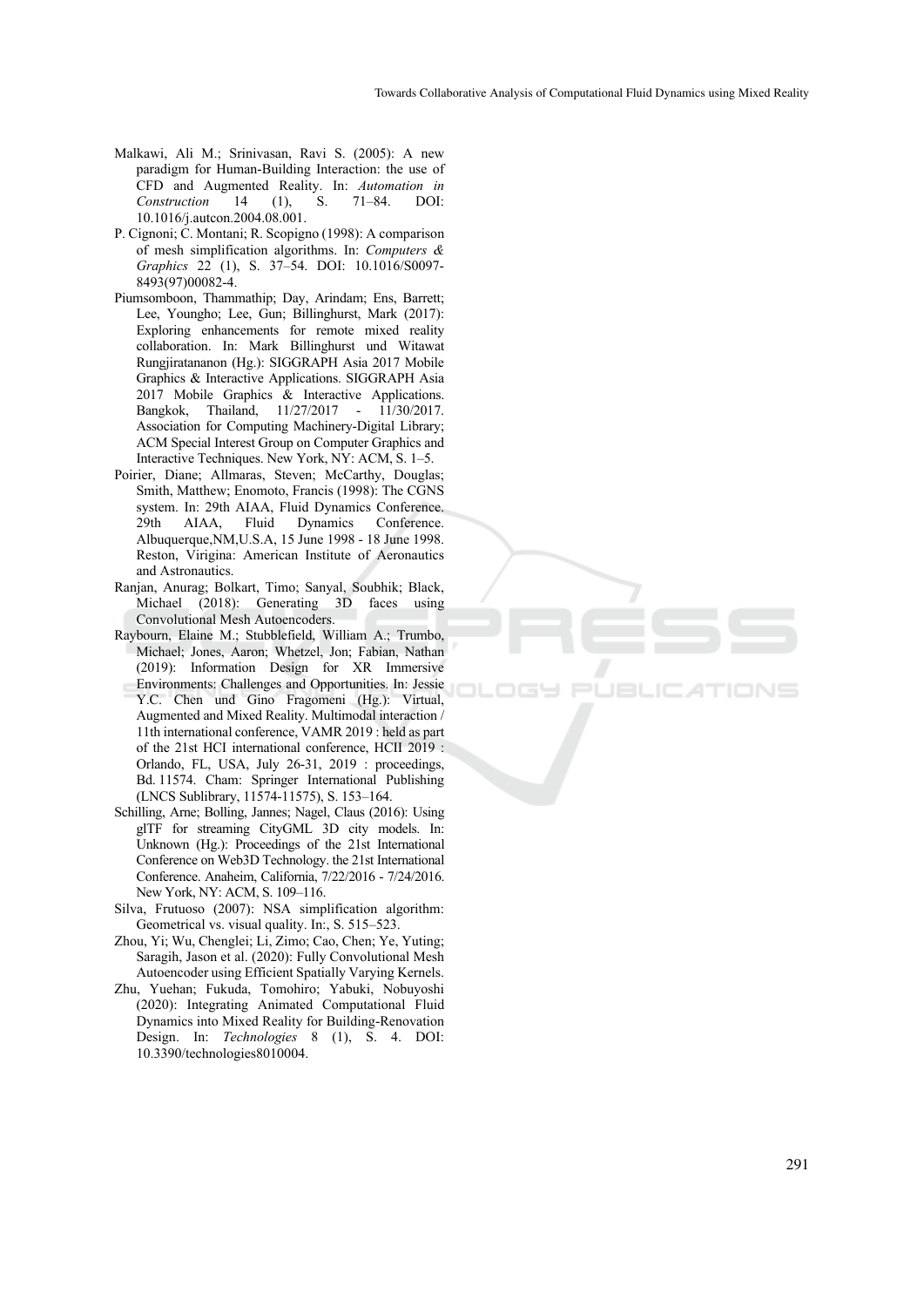Malkawi, Ali M.; Srinivasan, Ravi S. (2005): A new paradigm for Human-Building Interaction: the use of CFD and Augmented Reality. In: *Automation in Construction* 14 (1), S. 71–84. DOI: 10.1016/j.autcon.2004.08.001.

P. Cignoni; C. Montani; R. Scopigno (1998): A comparison of mesh simplification algorithms. In: *Computers & Graphics* 22 (1), S. 37–54. DOI: 10.1016/S0097-8493(97)00082-4.

Piumsomboon, Thammathip; Day, Arindam; Ens, Barrett; Lee, Youngho; Lee, Gun; Billinghurst, Mark (2017): Exploring enhancements for remote mixed reality collaboration. In: Mark Billinghurst und Witawat Rungjiratananon (Hg.): SIGGRAPH Asia 2017 Mobile Graphics & Interactive Applications. SIGGRAPH Asia 2017 Mobile Graphics & Interactive Applications. Bangkok, Thailand, 11/27/2017 - 11/30/2017. Association for Computing Machinery-Digital Library; ACM Special Interest Group on Computer Graphics and Interactive Techniques. New York, NY: ACM, S. 1–5.

Poirier, Diane; Allmaras, Steven; McCarthy, Douglas; Smith, Matthew; Enomoto, Francis (1998): The CGNS system. In: 29th AIAA, Fluid Dynamics Conference. 29th AIAA, Fluid Dynamics Conference. Albuquerque,NM,U.S.A, 15 June 1998 - 18 June 1998. Reston, Virigina: American Institute of Aeronautics and Astronautics.

Ranjan, Anurag; Bolkart, Timo; Sanyal, Soubhik; Black, Michael (2018): Generating 3D faces using Convolutional Mesh Autoencoders.

Raybourn, Elaine M.; Stubblefield, William A.; Trumbo, Michael; Jones, Aaron; Whetzel, Jon; Fabian, Nathan (2019): Information Design for XR Immersive Environments: Challenges and Opportunities. In: Jessie Y.C. Chen und Gino Fragomeni (Hg.): Virtual, Augmented and Mixed Reality. Multimodal interaction / 11th international conference, VAMR 2019 : held as part of the 21st HCI international conference, HCII 2019 : Orlando, FL, USA, July 26-31, 2019 : proceedings, Bd. 11574. Cham: Springer International Publishing (LNCS Sublibrary, 11574-11575), S. 153–164.

Schilling, Arne; Bolling, Jannes; Nagel, Claus (2016): Using glTF for streaming CityGML 3D city models. In: Unknown (Hg.): Proceedings of the 21st International Conference on Web3D Technology. the 21st International Conference. Anaheim, California, 7/22/2016 - 7/24/2016. New York, NY: ACM, S. 109–116.

Silva, Frutuoso (2007): NSA simplification algorithm: Geometrical vs. visual quality. In:, S. 515–523.

Zhou, Yi; Wu, Chenglei; Li, Zimo; Cao, Chen; Ye, Yuting; Saragih, Jason et al. (2020): Fully Convolutional Mesh Autoencoder using Efficient Spatially Varying Kernels.

Zhu, Yuehan; Fukuda, Tomohiro; Yabuki, Nobuyoshi (2020): Integrating Animated Computational Fluid Dynamics into Mixed Reality for Building-Renovation Design. In: *Technologies* 8 (1), S. 4. DOI: 10.3390/technologies8010004.